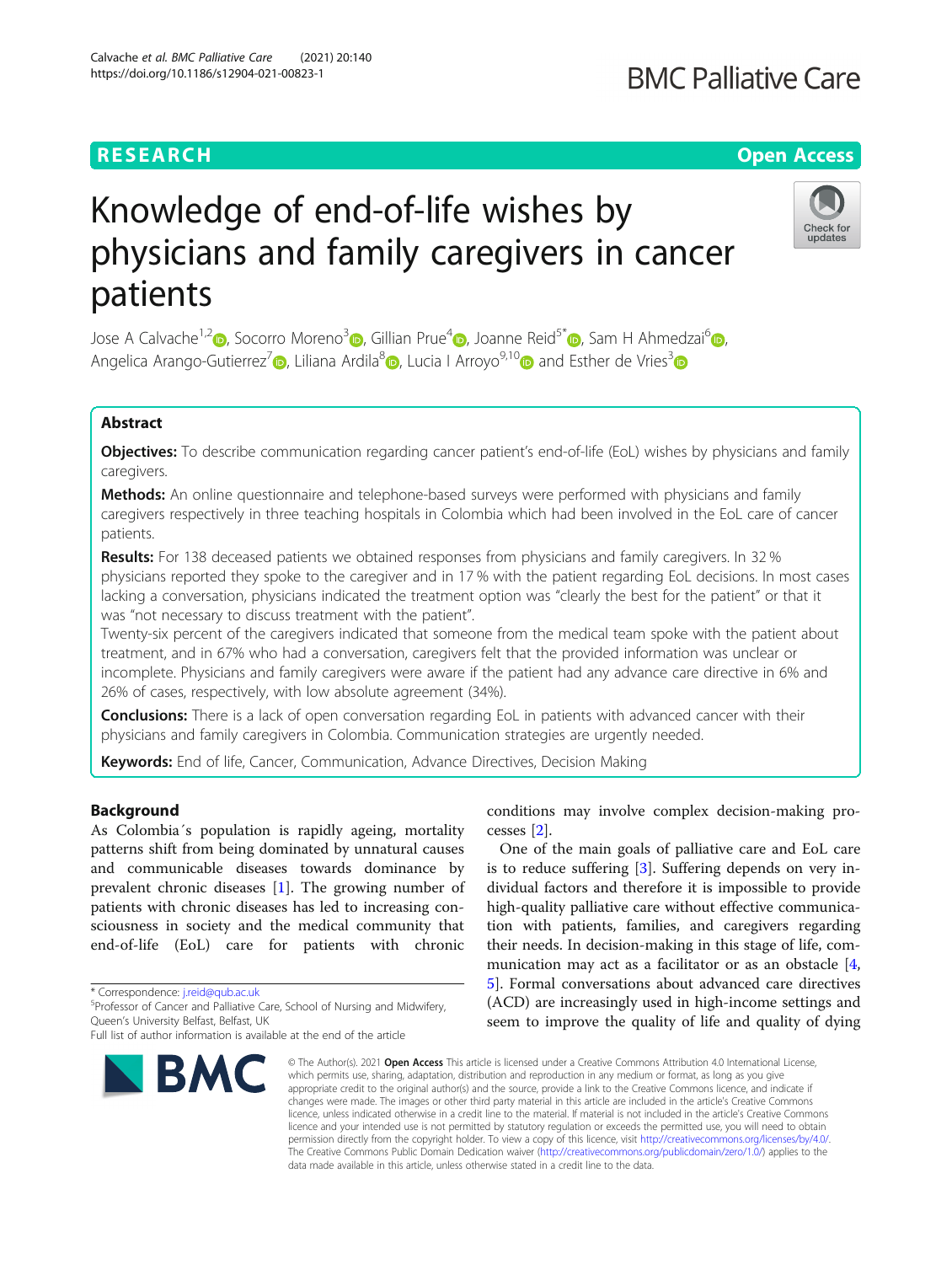RESEARCH

Open Access

# Knowledge of end-of-life wishes by physicians and family caregivers in cancer patients

Jose A Calvache[1,2], Socorro Moreno[3], Gillian Prue[4], Joanne Reid[5*], Sam H Ahmedzai[6], Angelica Arango-Gutierrez[7], Liliana Ardila[8], Lucia I Arroyo[9,10] and Esther de Vries[3]

## Abstract

**Objectives:** To describe communication regarding cancer patient's end-of-life (EoL) wishes by physicians and family caregivers.

**Methods:** An online questionnaire and telephone-based surveys were performed with physicians and family caregivers respectively in three teaching hospitals in Colombia which had been involved in the EoL care of cancer patients.

**Results:** For 138 deceased patients we obtained responses from physicians and family caregivers. In 32 % physicians reported they spoke to the caregiver and in 17 % with the patient regarding EoL decisions. In most cases lacking a conversation, physicians indicated the treatment option was "clearly the best for the patient" or that it was "not necessary to discuss treatment with the patient".

Twenty-six percent of the caregivers indicated that someone from the medical team spoke with the patient about treatment, and in 67% who had a conversation, caregivers felt that the provided information was unclear or incomplete. Physicians and family caregivers were aware if the patient had any advance care directive in 6% and 26% of cases, respectively, with low absolute agreement (34%).

**Conclusions:** There is a lack of open conversation regarding EoL in patients with advanced cancer with their physicians and family caregivers in Colombia. Communication strategies are urgently needed.

**Keywords:** End of life, Cancer, Communication, Advance Directives, Decision Making

## Background

As Colombia´s population is rapidly ageing, mortality patterns shift from being dominated by unnatural causes and communicable diseases towards dominance by prevalent chronic diseases [1]. The growing number of patients with chronic diseases has led to increasing consciousness in society and the medical community that end-of-life (EoL) care for patients with chronic conditions may involve complex decision-making processes [2].

One of the main goals of palliative care and EoL care is to reduce suffering [3]. Suffering depends on very individual factors and therefore it is impossible to provide high-quality palliative care without effective communication with patients, families, and caregivers regarding their needs. In decision-making in this stage of life, communication may act as a facilitator or as an obstacle [4, 5]. Formal conversations about advanced care directives (ACD) are increasingly used in high-income settings and seem to improve the quality of life and quality of dying

\* Correspondence: j.reid@qub.ac.uk
[5]Professor of Cancer and Palliative Care, School of Nursing and Midwifery, Queen's University Belfast, Belfast, UK
Full list of author information is available at the end of the article

© The Author(s). 2021 **Open Access** This article is licensed under a Creative Commons Attribution 4.0 International License, which permits use, sharing, adaptation, distribution and reproduction in any medium or format, as long as you give appropriate credit to the original author(s) and the source, provide a link to the Creative Commons licence, and indicate if changes were made. The images or other third party material in this article are included in the article's Creative Commons licence, unless indicated otherwise in a credit line to the material. If material is not included in the article's Creative Commons licence and your intended use is not permitted by statutory regulation or exceeds the permitted use, you will need to obtain permission directly from the copyright holder. To view a copy of this licence, visit http://creativecommons.org/licenses/by/4.0/. The Creative Commons Public Domain Dedication waiver (http://creativecommons.org/publicdomain/zero/1.0/) applies to the data made available in this article, unless otherwise stated in a credit line to the data.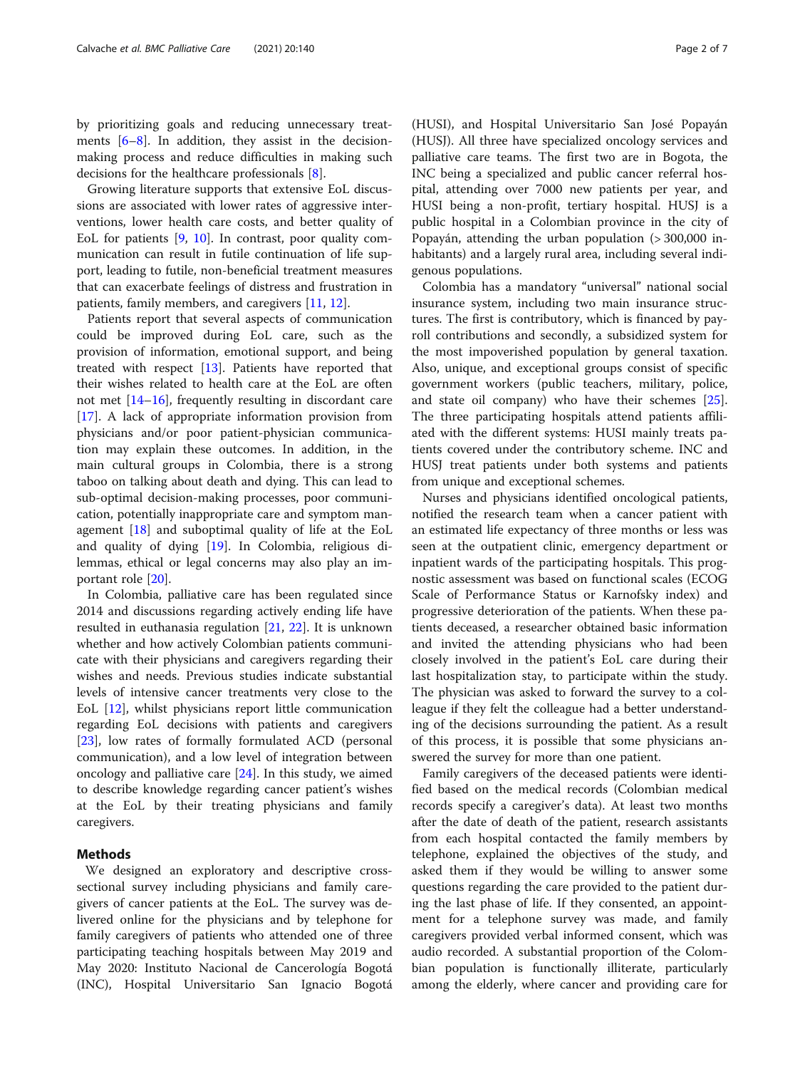by prioritizing goals and reducing unnecessary treatments [6–8]. In addition, they assist in the decision-making process and reduce difficulties in making such decisions for the healthcare professionals [8].

Growing literature supports that extensive EoL discussions are associated with lower rates of aggressive interventions, lower health care costs, and better quality of EoL for patients [9, 10]. In contrast, poor quality communication can result in futile continuation of life support, leading to futile, non-beneficial treatment measures that can exacerbate feelings of distress and frustration in patients, family members, and caregivers [11, 12].

Patients report that several aspects of communication could be improved during EoL care, such as the provision of information, emotional support, and being treated with respect [13]. Patients have reported that their wishes related to health care at the EoL are often not met [14–16], frequently resulting in discordant care [17]. A lack of appropriate information provision from physicians and/or poor patient-physician communication may explain these outcomes. In addition, in the main cultural groups in Colombia, there is a strong taboo on talking about death and dying. This can lead to sub-optimal decision-making processes, poor communication, potentially inappropriate care and symptom management [18] and suboptimal quality of life at the EoL and quality of dying [19]. In Colombia, religious dilemmas, ethical or legal concerns may also play an important role [20].

In Colombia, palliative care has been regulated since 2014 and discussions regarding actively ending life have resulted in euthanasia regulation [21, 22]. It is unknown whether and how actively Colombian patients communicate with their physicians and caregivers regarding their wishes and needs. Previous studies indicate substantial levels of intensive cancer treatments very close to the EoL [12], whilst physicians report little communication regarding EoL decisions with patients and caregivers [23], low rates of formally formulated ACD (personal communication), and a low level of integration between oncology and palliative care [24]. In this study, we aimed to describe knowledge regarding cancer patient's wishes at the EoL by their treating physicians and family caregivers.

## Methods

We designed an exploratory and descriptive cross-sectional survey including physicians and family caregivers of cancer patients at the EoL. The survey was delivered online for the physicians and by telephone for family caregivers of patients who attended one of three participating teaching hospitals between May 2019 and May 2020: Instituto Nacional de Cancerología Bogotá (INC), Hospital Universitario San Ignacio Bogotá (HUSI), and Hospital Universitario San José Popayán (HUSJ). All three have specialized oncology services and palliative care teams. The first two are in Bogota, the INC being a specialized and public cancer referral hospital, attending over 7000 new patients per year, and HUSI being a non-profit, tertiary hospital. HUSJ is a public hospital in a Colombian province in the city of Popayán, attending the urban population (> 300,000 inhabitants) and a largely rural area, including several indigenous populations.

Colombia has a mandatory "universal" national social insurance system, including two main insurance structures. The first is contributory, which is financed by payroll contributions and secondly, a subsidized system for the most impoverished population by general taxation. Also, unique, and exceptional groups consist of specific government workers (public teachers, military, police, and state oil company) who have their schemes [25]. The three participating hospitals attend patients affiliated with the different systems: HUSI mainly treats patients covered under the contributory scheme. INC and HUSJ treat patients under both systems and patients from unique and exceptional schemes.

Nurses and physicians identified oncological patients, notified the research team when a cancer patient with an estimated life expectancy of three months or less was seen at the outpatient clinic, emergency department or inpatient wards of the participating hospitals. This prognostic assessment was based on functional scales (ECOG Scale of Performance Status or Karnofsky index) and progressive deterioration of the patients. When these patients deceased, a researcher obtained basic information and invited the attending physicians who had been closely involved in the patient's EoL care during their last hospitalization stay, to participate within the study. The physician was asked to forward the survey to a colleague if they felt the colleague had a better understanding of the decisions surrounding the patient. As a result of this process, it is possible that some physicians answered the survey for more than one patient.

Family caregivers of the deceased patients were identified based on the medical records (Colombian medical records specify a caregiver's data). At least two months after the date of death of the patient, research assistants from each hospital contacted the family members by telephone, explained the objectives of the study, and asked them if they would be willing to answer some questions regarding the care provided to the patient during the last phase of life. If they consented, an appointment for a telephone survey was made, and family caregivers provided verbal informed consent, which was audio recorded. A substantial proportion of the Colombian population is functionally illiterate, particularly among the elderly, where cancer and providing care for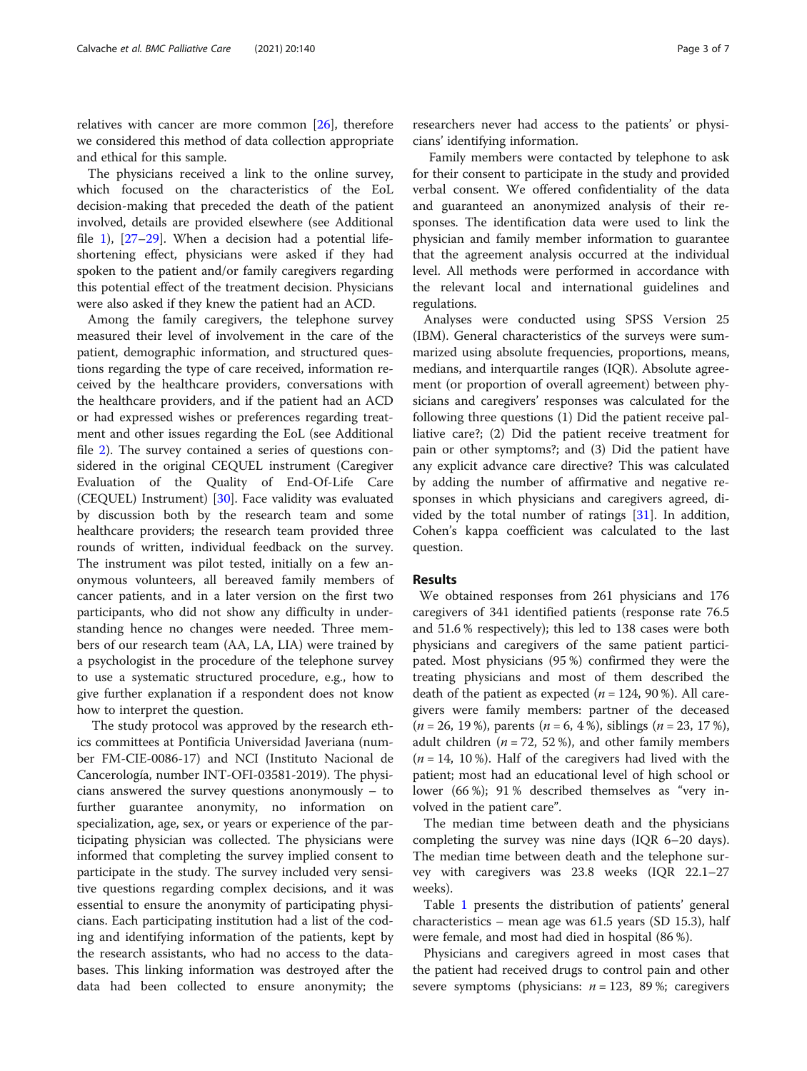relatives with cancer are more common [26], therefore we considered this method of data collection appropriate and ethical for this sample.

The physicians received a link to the online survey, which focused on the characteristics of the EoL decision-making that preceded the death of the patient involved, details are provided elsewhere (see Additional file 1), [27–29]. When a decision had a potential life-shortening effect, physicians were asked if they had spoken to the patient and/or family caregivers regarding this potential effect of the treatment decision. Physicians were also asked if they knew the patient had an ACD.

Among the family caregivers, the telephone survey measured their level of involvement in the care of the patient, demographic information, and structured questions regarding the type of care received, information received by the healthcare providers, conversations with the healthcare providers, and if the patient had an ACD or had expressed wishes or preferences regarding treatment and other issues regarding the EoL (see Additional file 2). The survey contained a series of questions considered in the original CEQUEL instrument (Caregiver Evaluation of the Quality of End-Of-Life Care (CEQUEL) Instrument) [30]. Face validity was evaluated by discussion both by the research team and some healthcare providers; the research team provided three rounds of written, individual feedback on the survey. The instrument was pilot tested, initially on a few anonymous volunteers, all bereaved family members of cancer patients, and in a later version on the first two participants, who did not show any difficulty in understanding hence no changes were needed. Three members of our research team (AA, LA, LIA) were trained by a psychologist in the procedure of the telephone survey to use a systematic structured procedure, e.g., how to give further explanation if a respondent does not know how to interpret the question.

The study protocol was approved by the research ethics committees at Pontificia Universidad Javeriana (number FM-CIE-0086-17) and NCI (Instituto Nacional de Cancerología, number INT-OFI-03581-2019). The physicians answered the survey questions anonymously – to further guarantee anonymity, no information on specialization, age, sex, or years or experience of the participating physician was collected. The physicians were informed that completing the survey implied consent to participate in the study. The survey included very sensitive questions regarding complex decisions, and it was essential to ensure the anonymity of participating physicians. Each participating institution had a list of the coding and identifying information of the patients, kept by the research assistants, who had no access to the databases. This linking information was destroyed after the data had been collected to ensure anonymity; the researchers never had access to the patients' or physicians' identifying information.

Family members were contacted by telephone to ask for their consent to participate in the study and provided verbal consent. We offered confidentiality of the data and guaranteed an anonymized analysis of their responses. The identification data were used to link the physician and family member information to guarantee that the agreement analysis occurred at the individual level. All methods were performed in accordance with the relevant local and international guidelines and regulations.

Analyses were conducted using SPSS Version 25 (IBM). General characteristics of the surveys were summarized using absolute frequencies, proportions, means, medians, and interquartile ranges (IQR). Absolute agreement (or proportion of overall agreement) between physicians and caregivers' responses was calculated for the following three questions (1) Did the patient receive palliative care?; (2) Did the patient receive treatment for pain or other symptoms?; and (3) Did the patient have any explicit advance care directive? This was calculated by adding the number of affirmative and negative responses in which physicians and caregivers agreed, divided by the total number of ratings [31]. In addition, Cohen's kappa coefficient was calculated to the last question.

## Results

We obtained responses from 261 physicians and 176 caregivers of 341 identified patients (response rate 76.5 and 51.6 % respectively); this led to 138 cases were both physicians and caregivers of the same patient participated. Most physicians (95 %) confirmed they were the treating physicians and most of them described the death of the patient as expected ($n = 124$, 90 %). All caregivers were family members: partner of the deceased ($n = 26$, 19 %), parents ($n = 6$, 4 %), siblings ($n = 23$, 17 %), adult children ($n = 72$, 52 %), and other family members ($n = 14$, 10 %). Half of the caregivers had lived with the patient; most had an educational level of high school or lower (66 %); 91 % described themselves as "very involved in the patient care".

The median time between death and the physicians completing the survey was nine days (IQR 6–20 days). The median time between death and the telephone survey with caregivers was 23.8 weeks (IQR 22.1–27 weeks).

Table 1 presents the distribution of patients' general characteristics – mean age was 61.5 years (SD 15.3), half were female, and most had died in hospital (86 %).

Physicians and caregivers agreed in most cases that the patient had received drugs to control pain and other severe symptoms (physicians: $n = 123$, 89 %; caregivers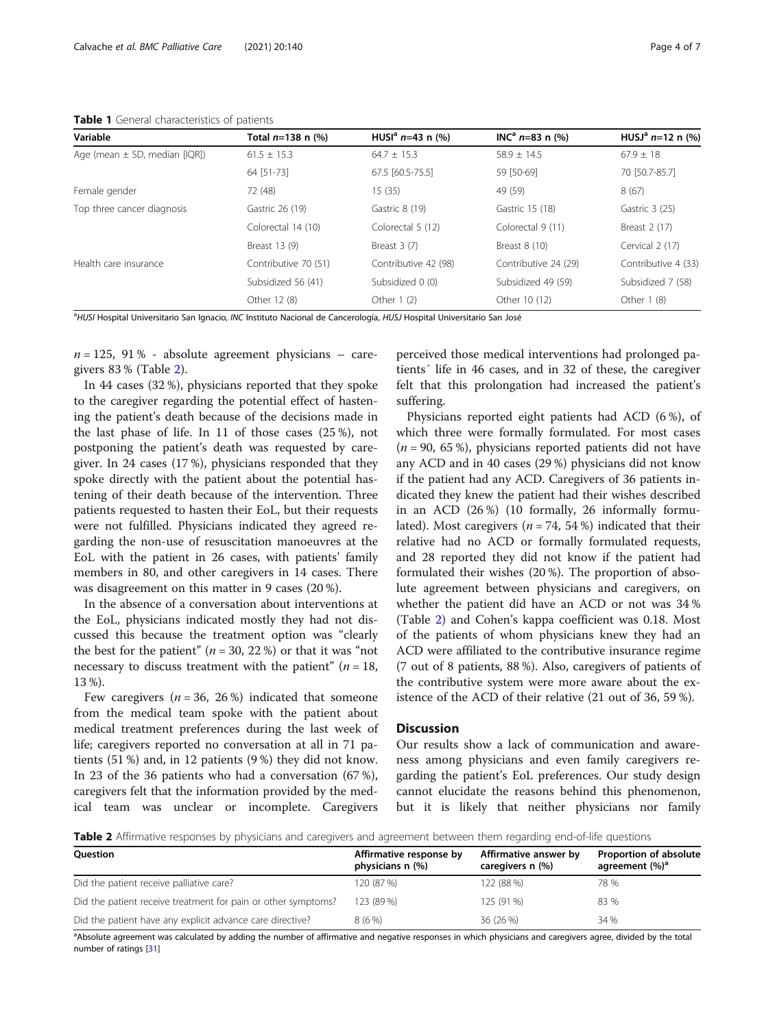**Table 1** General characteristics of patients

| Variable | Total $n$=138 n (%) | HUSI[a] $n$=43 n (%) | INC[a] $n$=83 n (%) | HUSJ[a] $n$=12 n (%) |
|---|---|---|---|---|
| Age (mean ± SD, median [IQR]) | 61.5 ± 15.3 | 64.7 ± 15.3 | 58.9 ± 14.5 | 67.9 ± 18 |
| | 64 [51-73] | 67.5 [60.5-75.5] | 59 [50-69] | 70 [50.7-85.7] |
| Female gender | 72 (48) | 15 (35) | 49 (59) | 8 (67) |
| Top three cancer diagnosis | Gastric 26 (19) | Gastric 8 (19) | Gastric 15 (18) | Gastric 3 (25) |
| | Colorectal 14 (10) | Colorectal 5 (12) | Colorectal 9 (11) | Breast 2 (17) |
| | Breast 13 (9) | Breast 3 (7) | Breast 8 (10) | Cervical 2 (17) |
| Health care insurance | Contributive 70 (51) | Contributive 42 (98) | Contributive 24 (29) | Contributive 4 (33) |
| | Subsidized 56 (41) | Subsidized 0 (0) | Subsidized 49 (59) | Subsidized 7 (58) |
| | Other 12 (8) | Other 1 (2) | Other 10 (12) | Other 1 (8) |

[a]*HUSI* Hospital Universitario San Ignacio, *INC* Instituto Nacional de Cancerología, *HUSJ* Hospital Universitario San José

$n$ = 125, 91 % - absolute agreement physicians – caregivers 83 % (Table 2).

In 44 cases (32 %), physicians reported that they spoke to the caregiver regarding the potential effect of hastening the patient's death because of the decisions made in the last phase of life. In 11 of those cases (25 %), not postponing the patient's death was requested by caregiver. In 24 cases (17 %), physicians responded that they spoke directly with the patient about the potential hastening of their death because of the intervention. Three patients requested to hasten their EoL, but their requests were not fulfilled. Physicians indicated they agreed regarding the non-use of resuscitation manoeuvres at the EoL with the patient in 26 cases, with patients' family members in 80, and other caregivers in 14 cases. There was disagreement on this matter in 9 cases (20 %).

In the absence of a conversation about interventions at the EoL, physicians indicated mostly they had not discussed this because the treatment option was "clearly the best for the patient" ($n$ = 30, 22 %) or that it was "not necessary to discuss treatment with the patient" ($n$ = 18, 13 %).

Few caregivers ($n$ = 36, 26 %) indicated that someone from the medical team spoke with the patient about medical treatment preferences during the last week of life; caregivers reported no conversation at all in 71 patients (51 %) and, in 12 patients (9 %) they did not know. In 23 of the 36 patients who had a conversation (67 %), caregivers felt that the information provided by the medical team was unclear or incomplete. Caregivers perceived those medical interventions had prolonged patients´ life in 46 cases, and in 32 of these, the caregiver felt that this prolongation had increased the patient's suffering.

Physicians reported eight patients had ACD (6 %), of which three were formally formulated. For most cases ($n$ = 90, 65 %), physicians reported patients did not have any ACD and in 40 cases (29 %) physicians did not know if the patient had any ACD. Caregivers of 36 patients indicated they knew the patient had their wishes described in an ACD (26 %) (10 formally, 26 informally formulated). Most caregivers ($n$ = 74, 54 %) indicated that their relative had no ACD or formally formulated requests, and 28 reported they did not know if the patient had formulated their wishes (20 %). The proportion of absolute agreement between physicians and caregivers, on whether the patient did have an ACD or not was 34 % (Table 2) and Cohen's kappa coefficient was 0.18. Most of the patients of whom physicians knew they had an ACD were affiliated to the contributive insurance regime (7 out of 8 patients, 88 %). Also, caregivers of patients of the contributive system were more aware about the existence of the ACD of their relative (21 out of 36, 59 %).

## Discussion

Our results show a lack of communication and awareness among physicians and even family caregivers regarding the patient's EoL preferences. Our study design cannot elucidate the reasons behind this phenomenon, but it is likely that neither physicians nor family

**Table 2** Affirmative responses by physicians and caregivers and agreement between them regarding end-of-life questions

| Question | Affirmative response by physicians n (%) | Affirmative answer by caregivers n (%) | Proportion of absolute agreement (%)[a] |
|---|---|---|---|
| Did the patient receive palliative care? | 120 (87 %) | 122 (88 %) | 78 % |
| Did the patient receive treatment for pain or other symptoms? | 123 (89 %) | 125 (91 %) | 83 % |
| Did the patient have any explicit advance care directive? | 8 (6 %) | 36 (26 %) | 34 % |

[a]Absolute agreement was calculated by adding the number of affirmative and negative responses in which physicians and caregivers agree, divided by the total number of ratings [31]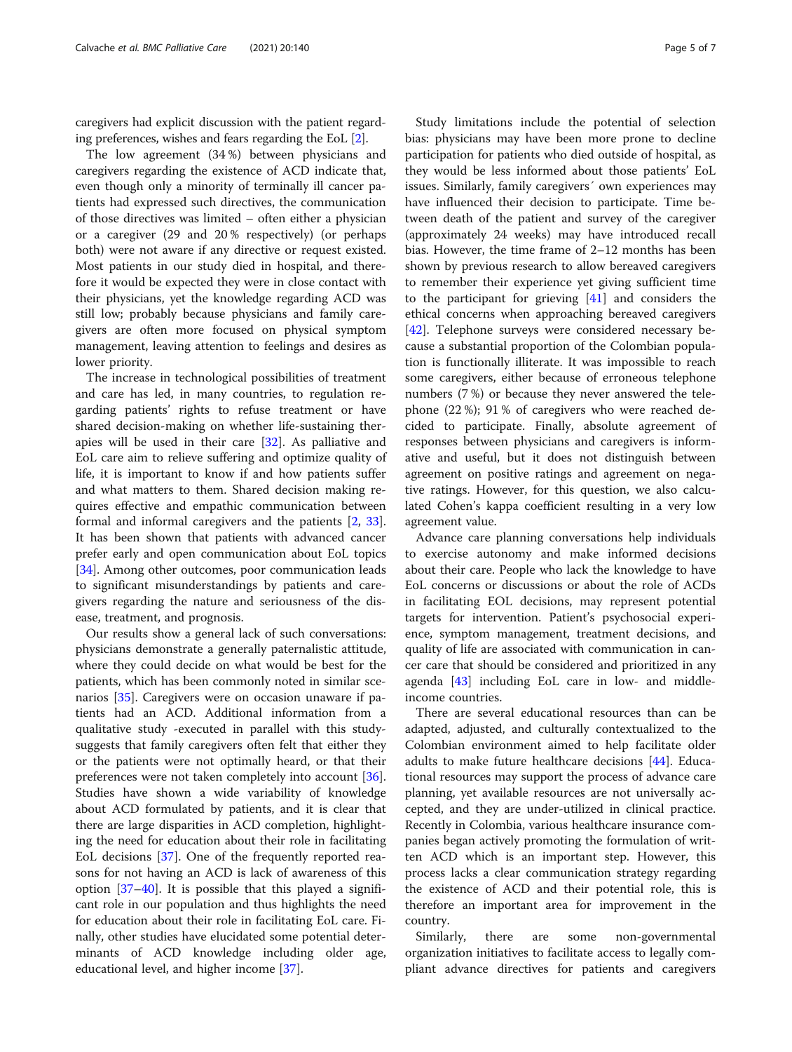caregivers had explicit discussion with the patient regarding preferences, wishes and fears regarding the EoL [2].

The low agreement (34 %) between physicians and caregivers regarding the existence of ACD indicate that, even though only a minority of terminally ill cancer patients had expressed such directives, the communication of those directives was limited – often either a physician or a caregiver (29 and 20 % respectively) (or perhaps both) were not aware if any directive or request existed. Most patients in our study died in hospital, and therefore it would be expected they were in close contact with their physicians, yet the knowledge regarding ACD was still low; probably because physicians and family caregivers are often more focused on physical symptom management, leaving attention to feelings and desires as lower priority.

The increase in technological possibilities of treatment and care has led, in many countries, to regulation regarding patients' rights to refuse treatment or have shared decision-making on whether life-sustaining therapies will be used in their care [32]. As palliative and EoL care aim to relieve suffering and optimize quality of life, it is important to know if and how patients suffer and what matters to them. Shared decision making requires effective and empathic communication between formal and informal caregivers and the patients [2, 33]. It has been shown that patients with advanced cancer prefer early and open communication about EoL topics [34]. Among other outcomes, poor communication leads to significant misunderstandings by patients and caregivers regarding the nature and seriousness of the disease, treatment, and prognosis.

Our results show a general lack of such conversations: physicians demonstrate a generally paternalistic attitude, where they could decide on what would be best for the patients, which has been commonly noted in similar scenarios [35]. Caregivers were on occasion unaware if patients had an ACD. Additional information from a qualitative study -executed in parallel with this study- suggests that family caregivers often felt that either they or the patients were not optimally heard, or that their preferences were not taken completely into account [36]. Studies have shown a wide variability of knowledge about ACD formulated by patients, and it is clear that there are large disparities in ACD completion, highlighting the need for education about their role in facilitating EoL decisions [37]. One of the frequently reported reasons for not having an ACD is lack of awareness of this option [37–40]. It is possible that this played a significant role in our population and thus highlights the need for education about their role in facilitating EoL care. Finally, other studies have elucidated some potential determinants of ACD knowledge including older age, educational level, and higher income [37].

Study limitations include the potential of selection bias: physicians may have been more prone to decline participation for patients who died outside of hospital, as they would be less informed about those patients' EoL issues. Similarly, family caregivers´ own experiences may have influenced their decision to participate. Time between death of the patient and survey of the caregiver (approximately 24 weeks) may have introduced recall bias. However, the time frame of 2–12 months has been shown by previous research to allow bereaved caregivers to remember their experience yet giving sufficient time to the participant for grieving [41] and considers the ethical concerns when approaching bereaved caregivers [42]. Telephone surveys were considered necessary because a substantial proportion of the Colombian population is functionally illiterate. It was impossible to reach some caregivers, either because of erroneous telephone numbers (7 %) or because they never answered the telephone (22 %); 91 % of caregivers who were reached decided to participate. Finally, absolute agreement of responses between physicians and caregivers is informative and useful, but it does not distinguish between agreement on positive ratings and agreement on negative ratings. However, for this question, we also calculated Cohen's kappa coefficient resulting in a very low agreement value.

Advance care planning conversations help individuals to exercise autonomy and make informed decisions about their care. People who lack the knowledge to have EoL concerns or discussions or about the role of ACDs in facilitating EOL decisions, may represent potential targets for intervention. Patient's psychosocial experience, symptom management, treatment decisions, and quality of life are associated with communication in cancer care that should be considered and prioritized in any agenda [43] including EoL care in low- and middle-income countries.

There are several educational resources than can be adapted, adjusted, and culturally contextualized to the Colombian environment aimed to help facilitate older adults to make future healthcare decisions [44]. Educational resources may support the process of advance care planning, yet available resources are not universally accepted, and they are under-utilized in clinical practice. Recently in Colombia, various healthcare insurance companies began actively promoting the formulation of written ACD which is an important step. However, this process lacks a clear communication strategy regarding the existence of ACD and their potential role, this is therefore an important area for improvement in the country.

Similarly, there are some non-governmental organization initiatives to facilitate access to legally compliant advance directives for patients and caregivers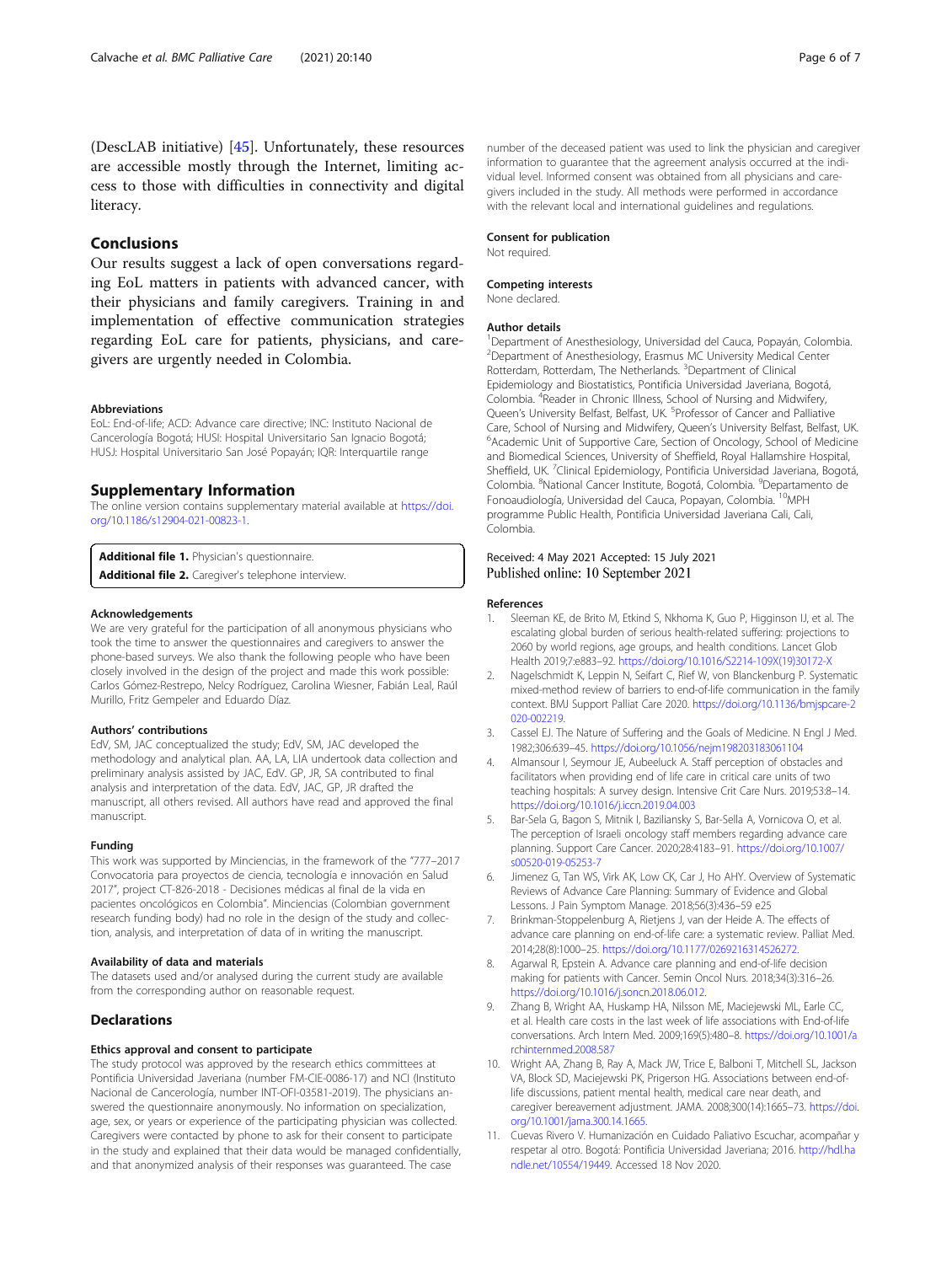(DescLAB initiative) [45]. Unfortunately, these resources are accessible mostly through the Internet, limiting access to those with difficulties in connectivity and digital literacy.

## Conclusions

Our results suggest a lack of open conversations regarding EoL matters in patients with advanced cancer, with their physicians and family caregivers. Training in and implementation of effective communication strategies regarding EoL care for patients, physicians, and caregivers are urgently needed in Colombia.

### Abbreviations

EoL: End-of-life; ACD: Advance care directive; INC: Instituto Nacional de Cancerología Bogotá; HUSI: Hospital Universitario San Ignacio Bogotá; HUSJ: Hospital Universitario San José Popayán; IQR: Interquartile range

## Supplementary Information

The online version contains supplementary material available at https://doi.org/10.1186/s12904-021-00823-1.

**Additional file 1.** Physician's questionnaire.
**Additional file 2.** Caregiver's telephone interview.

### Acknowledgements

We are very grateful for the participation of all anonymous physicians who took the time to answer the questionnaires and caregivers to answer the phone-based surveys. We also thank the following people who have been closely involved in the design of the project and made this work possible: Carlos Gómez-Restrepo, Nelcy Rodríguez, Carolina Wiesner, Fabián Leal, Raúl Murillo, Fritz Gempeler and Eduardo Díaz.

### Authors' contributions

EdV, SM, JAC conceptualized the study; EdV, SM, JAC developed the methodology and analytical plan. AA, LA, LIA undertook data collection and preliminary analysis assisted by JAC, EdV. GP, JR, SA contributed to final analysis and interpretation of the data. EdV, JAC, GP, JR drafted the manuscript, all others revised. All authors have read and approved the final manuscript.

### Funding

This work was supported by Minciencias, in the framework of the "777–2017 Convocatoria para proyectos de ciencia, tecnología e innovación en Salud 2017", project CT-826-2018 - Decisiones médicas al final de la vida en pacientes oncológicos en Colombia". Minciencias (Colombian government research funding body) had no role in the design of the study and collection, analysis, and interpretation of data of in writing the manuscript.

### Availability of data and materials

The datasets used and/or analysed during the current study are available from the corresponding author on reasonable request.

## Declarations

### Ethics approval and consent to participate

The study protocol was approved by the research ethics committees at Pontificia Universidad Javeriana (number FM-CIE-0086-17) and NCI (Instituto Nacional de Cancerología, number INT-OFI-03581-2019). The physicians answered the questionnaire anonymously. No information on specialization, age, sex, or years or experience of the participating physician was collected. Caregivers were contacted by phone to ask for their consent to participate in the study and explained that their data would be managed confidentially, and that anonymized analysis of their responses was guaranteed. The case number of the deceased patient was used to link the physician and caregiver information to guarantee that the agreement analysis occurred at the individual level. Informed consent was obtained from all physicians and caregivers included in the study. All methods were performed in accordance with the relevant local and international guidelines and regulations.

### Consent for publication

Not required.

### Competing interests

None declared.

### Author details

[1]Department of Anesthesiology, Universidad del Cauca, Popayán, Colombia. [2]Department of Anesthesiology, Erasmus MC University Medical Center Rotterdam, Rotterdam, The Netherlands. [3]Department of Clinical Epidemiology and Biostatistics, Pontificia Universidad Javeriana, Bogotá, Colombia. [4]Reader in Chronic Illness, School of Nursing and Midwifery, Queen's University Belfast, Belfast, UK. [5]Professor of Cancer and Palliative Care, School of Nursing and Midwifery, Queen's University Belfast, Belfast, UK. [6]Academic Unit of Supportive Care, Section of Oncology, School of Medicine and Biomedical Sciences, University of Sheffield, Royal Hallamshire Hospital, Sheffield, UK. [7]Clinical Epidemiology, Pontificia Universidad Javeriana, Bogotá, Colombia. [8]National Cancer Institute, Bogotá, Colombia. [9]Departamento de Fonoaudiología, Universidad del Cauca, Popayan, Colombia. [10]MPH programme Public Health, Pontificia Universidad Javeriana Cali, Cali, Colombia.

Received: 4 May 2021 Accepted: 15 July 2021
Published online: 10 September 2021

### References

1. Sleeman KE, de Brito M, Etkind S, Nkhoma K, Guo P, Higginson IJ, et al. The escalating global burden of serious health-related suffering: projections to 2060 by world regions, age groups, and health conditions. Lancet Glob Health 2019;7:e883–92. https://doi.org/10.1016/S2214-109X(19)30172-X
2. Nagelschmidt K, Leppin N, Seifart C, Rief W, von Blanckenburg P. Systematic mixed-method review of barriers to end-of-life communication in the family context. BMJ Support Palliat Care 2020. https://doi.org/10.1136/bmjspcare-2020-002219.
3. Cassel EJ. The Nature of Suffering and the Goals of Medicine. N Engl J Med. 1982;306:639–45. https://doi.org/10.1056/nejm198203183061104
4. Almansour I, Seymour JE, Aubeeluck A. Staff perception of obstacles and facilitators when providing end of life care in critical care units of two teaching hospitals: A survey design. Intensive Crit Care Nurs. 2019;53:8–14. https://doi.org/10.1016/j.iccn.2019.04.003
5. Bar-Sela G, Bagon S, Mitnik I, Baziliansky S, Bar-Sella A, Vornicova O, et al. The perception of Israeli oncology staff members regarding advance care planning. Support Care Cancer. 2020;28:4183–91. https://doi.org/10.1007/s00520-019-05253-7
6. Jimenez G, Tan WS, Virk AK, Low CK, Car J, Ho AHY. Overview of Systematic Reviews of Advance Care Planning: Summary of Evidence and Global Lessons. J Pain Symptom Manage. 2018;56(3):436–59 e25
7. Brinkman-Stoppelenburg A, Rietjens J, van der Heide A. The effects of advance care planning on end-of-life care: a systematic review. Palliat Med. 2014;28(8):1000–25. https://doi.org/10.1177/0269216314526272.
8. Agarwal R, Epstein A. Advance care planning and end-of-life decision making for patients with Cancer. Semin Oncol Nurs. 2018;34(3):316–26. https://doi.org/10.1016/j.soncn.2018.06.012.
9. Zhang B, Wright AA, Huskamp HA, Nilsson ME, Maciejewski ML, Earle CC, et al. Health care costs in the last week of life associations with End-of-life conversations. Arch Intern Med. 2009;169(5):480–8. https://doi.org/10.1001/archinternmed.2008.587
10. Wright AA, Zhang B, Ray A, Mack JW, Trice E, Balboni T, Mitchell SL, Jackson VA, Block SD, Maciejewski PK, Prigerson HG. Associations between end-of-life discussions, patient mental health, medical care near death, and caregiver bereavement adjustment. JAMA. 2008;300(14):1665–73. https://doi.org/10.1001/jama.300.14.1665.
11. Cuevas Rivero V. Humanización en Cuidado Paliativo Escuchar, acompañar y respetar al otro. Bogotá: Pontificia Universidad Javeriana; 2016. http://hdl.handle.net/10554/19449. Accessed 18 Nov 2020.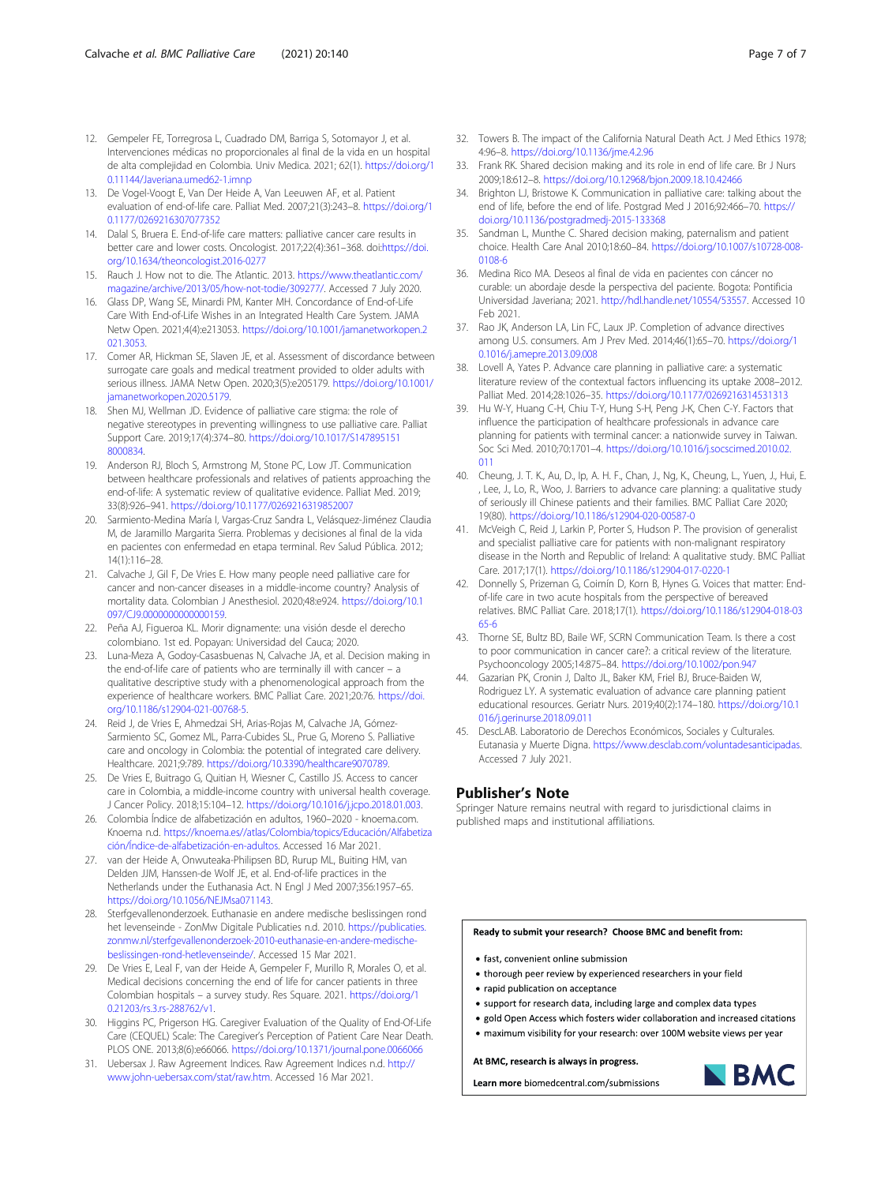12. Gempeler FE, Torregrosa L, Cuadrado DM, Barriga S, Sotomayor J, et al. Intervenciones médicas no proporcionales al final de la vida en un hospital de alta complejidad en Colombia. Univ Medica. 2021; 62(1). https://doi.org/10.11144/Javeriana.umed62-1.imnp
13. De Vogel-Voogt E, Van Der Heide A, Van Leeuwen AF, et al. Patient evaluation of end-of-life care. Palliat Med. 2007;21(3):243–8. https://doi.org/10.1177/0269216307077352
14. Dalal S, Bruera E. End-of-life care matters: palliative cancer care results in better care and lower costs. Oncologist. 2017;22(4):361–368. doi:https://doi.org/10.1634/theoncologist.2016-0277
15. Rauch J. How not to die. The Atlantic. 2013. https://www.theatlantic.com/magazine/archive/2013/05/how-not-todie/309277/. Accessed 7 July 2020.
16. Glass DP, Wang SE, Minardi PM, Kanter MH. Concordance of End-of-Life Care With End-of-Life Wishes in an Integrated Health Care System. JAMA Netw Open. 2021;4(4):e213053. https://doi.org/10.1001/jamanetworkopen.2021.3053.
17. Comer AR, Hickman SE, Slaven JE, et al. Assessment of discordance between surrogate care goals and medical treatment provided to older adults with serious illness. JAMA Netw Open. 2020;3(5):e205179. https://doi.org/10.1001/jamanetworkopen.2020.5179.
18. Shen MJ, Wellman JD. Evidence of palliative care stigma: the role of negative stereotypes in preventing willingness to use palliative care. Palliat Support Care. 2019;17(4):374–80. https://doi.org/10.1017/S1478951518000834.
19. Anderson RJ, Bloch S, Armstrong M, Stone PC, Low JT. Communication between healthcare professionals and relatives of patients approaching the end-of-life: A systematic review of qualitative evidence. Palliat Med. 2019; 33(8):926–941. https://doi.org/10.1177/0269216319852007
20. Sarmiento-Medina María I, Vargas-Cruz Sandra L, Velásquez-Jiménez Claudia M, de Jaramillo Margarita Sierra. Problemas y decisiones al final de la vida en pacientes con enfermedad en etapa terminal. Rev Salud Pública. 2012; 14(1):116–28.
21. Calvache J, Gil F, De Vries E. How many people need palliative care for cancer and non-cancer diseases in a middle-income country? Analysis of mortality data. Colombian J Anesthesiol. 2020;48:e924. https://doi.org/10.1097/CJ9.0000000000000159.
22. Peña AJ, Figueroa KL. Morir dignamente: una visión desde el derecho colombiano. 1st ed. Popayan: Universidad del Cauca; 2020.
23. Luna-Meza A, Godoy-Casasbuenas N, Calvache JA, et al. Decision making in the end-of-life care of patients who are terminally ill with cancer – a qualitative descriptive study with a phenomenological approach from the experience of healthcare workers. BMC Palliat Care. 2021;20:76. https://doi.org/10.1186/s12904-021-00768-5.
24. Reid J, de Vries E, Ahmedzai SH, Arias-Rojas M, Calvache JA, Gómez-Sarmiento SC, Gomez ML, Parra-Cubides SL, Prue G, Moreno S. Palliative care and oncology in Colombia: the potential of integrated care delivery. Healthcare. 2021;9:789. https://doi.org/10.3390/healthcare9070789.
25. De Vries E, Buitrago G, Quitian H, Wiesner C, Castillo JS. Access to cancer care in Colombia, a middle-income country with universal health coverage. J Cancer Policy. 2018;15:104–12. https://doi.org/10.1016/j.jcpo.2018.01.003.
26. Colombia Índice de alfabetización en adultos, 1960–2020 - knoema.com. Knoema n.d. https://knoema.es//atlas/Colombia/topics/Educación/Alfabetización/Índice-de-alfabetización-en-adultos. Accessed 16 Mar 2021.
27. van der Heide A, Onwuteaka-Philipsen BD, Rurup ML, Buiting HM, van Delden JJM, Hanssen-de Wolf JE, et al. End-of-life practices in the Netherlands under the Euthanasia Act. N Engl J Med 2007;356:1957–65. https://doi.org/10.1056/NEJMsa071143.
28. Sterfgevallenonderzoek. Euthanasie en andere medische beslissingen rond het levenseinde - ZonMw Digitale Publicaties n.d. 2010. https://publicaties.zonmw.nl/sterfgevallenonderzoek-2010-euthanasie-en-andere-medische-beslissingen-rond-hetlevenseinde/. Accessed 15 Mar 2021.
29. De Vries E, Leal F, van der Heide A, Gempeler F, Murillo R, Morales O, et al. Medical decisions concerning the end of life for cancer patients in three Colombian hospitals – a survey study. Res Square. 2021. https://doi.org/10.21203/rs.3.rs-288762/v1.
30. Higgins PC, Prigerson HG. Caregiver Evaluation of the Quality of End-Of-Life Care (CEQUEL) Scale: The Caregiver's Perception of Patient Care Near Death. PLOS ONE. 2013;8(6):e66066. https://doi.org/10.1371/journal.pone.0066066
31. Uebersax J. Raw Agreement Indices. Raw Agreement Indices n.d. http://www.john-uebersax.com/stat/raw.htm. Accessed 16 Mar 2021.
32. Towers B. The impact of the California Natural Death Act. J Med Ethics 1978; 4:96–8. https://doi.org/10.1136/jme.4.2.96
33. Frank RK. Shared decision making and its role in end of life care. Br J Nurs 2009;18:612–8. https://doi.org/10.12968/bjon.2009.18.10.42466
34. Brighton LJ, Bristowe K. Communication in palliative care: talking about the end of life, before the end of life. Postgrad Med J 2016;92:466–70. https://doi.org/10.1136/postgradmedj-2015-133368
35. Sandman L, Munthe C. Shared decision making, paternalism and patient choice. Health Care Anal 2010;18:60–84. https://doi.org/10.1007/s10728-008-0108-6
36. Medina Rico MA. Deseos al final de vida en pacientes con cáncer no curable: un abordaje desde la perspectiva del paciente. Bogota: Pontificia Universidad Javeriana; 2021. http://hdl.handle.net/10554/53557. Accessed 10 Feb 2021.
37. Rao JK, Anderson LA, Lin FC, Laux JP. Completion of advance directives among U.S. consumers. Am J Prev Med. 2014;46(1):65–70. https://doi.org/10.1016/j.amepre.2013.09.008
38. Lovell A, Yates P. Advance care planning in palliative care: a systematic literature review of the contextual factors influencing its uptake 2008–2012. Palliat Med. 2014;28:1026–35. https://doi.org/10.1177/0269216314531313
39. Hu W-Y, Huang C-H, Chiu T-Y, Hung S-H, Peng J-K, Chen C-Y. Factors that influence the participation of healthcare professionals in advance care planning for patients with terminal cancer: a nationwide survey in Taiwan. Soc Sci Med. 2010;70:1701–4. https://doi.org/10.1016/j.socscimed.2010.02.011
40. Cheung, J. T. K., Au, D., Ip, A. H. F., Chan, J., Ng, K., Cheung, L., Yuen, J., Hui, E. , Lee, J., Lo, R., Woo, J. Barriers to advance care planning: a qualitative study of seriously ill Chinese patients and their families. BMC Palliat Care 2020; 19(80). https://doi.org/10.1186/s12904-020-00587-0
41. McVeigh C, Reid J, Larkin P, Porter S, Hudson P. The provision of generalist and specialist palliative care for patients with non-malignant respiratory disease in the North and Republic of Ireland: A qualitative study. BMC Palliat Care. 2017;17(1). https://doi.org/10.1186/s12904-017-0220-1
42. Donnelly S, Prizeman G, Coimín D, Korn B, Hynes G. Voices that matter: End-of-life care in two acute hospitals from the perspective of bereaved relatives. BMC Palliat Care. 2018;17(1). https://doi.org/10.1186/s12904-018-0365-6
43. Thorne SE, Bultz BD, Baile WF, SCRN Communication Team. Is there a cost to poor communication in cancer care?: a critical review of the literature. Psychooncology 2005;14:875–84. https://doi.org/10.1002/pon.947
44. Gazarian PK, Cronin J, Dalto JL, Baker KM, Friel BJ, Bruce-Baiden W, Rodriguez LY. A systematic evaluation of advance care planning patient educational resources. Geriatr Nurs. 2019;40(2):174–180. https://doi.org/10.1016/j.gerinurse.2018.09.011
45. DescLAB. Laboratorio de Derechos Económicos, Sociales y Culturales. Eutanasia y Muerte Digna. https://www.desclab.com/voluntadesanticipadas. Accessed 7 July 2021.

## Publisher's Note

Springer Nature remains neutral with regard to jurisdictional claims in published maps and institutional affiliations.

**Ready to submit your research? Choose BMC and benefit from:**

- fast, convenient online submission
- thorough peer review by experienced researchers in your field
- rapid publication on acceptance
- support for research data, including large and complex data types
- gold Open Access which fosters wider collaboration and increased citations
- maximum visibility for your research: over 100M website views per year

**At BMC, research is always in progress.**

**Learn more** biomedcentral.com/submissions

BMC